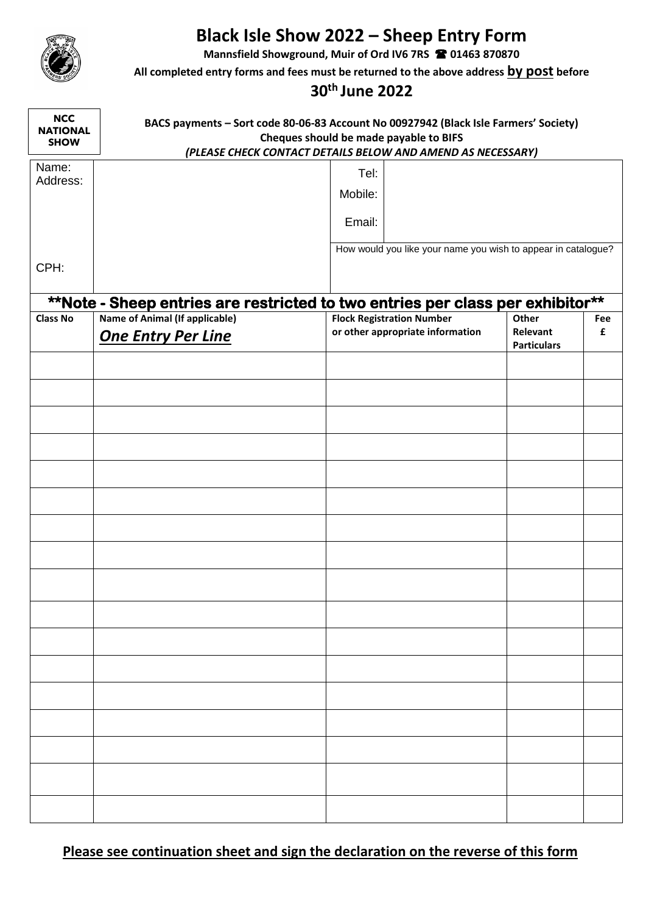# Black Isle Show 2022 – Sheep Entry Form

**Mannsfield Showground, Muir of Ord IV6 7RS ☎ 01463 870870**

**All completed entry forms and fees must be returned to the above address by post before**

## 30th June 2022

**NCC NATIONAL SHOW**

**BACS payments – Sort code 80-06-83 Account No 00927942 (Black Isle Farmers' Society)**
**Cheques should be made payable to BIFS**
***(PLEASE CHECK CONTACT DETAILS BELOW AND AMEND AS NECESSARY)***

| Name: Address: | | Tel: | |
|---|---|---|---|
| | | Mobile: | |
| | | Email: | |
| CPH: | | How would you like your name you wish to appear in catalogue? | |

**\*\*Note - Sheep entries are restricted to two entries per class per exhibitor\*\***

| Class No | Name of Animal (If applicable) ***One Entry Per Line*** | Flock Registration Number or other appropriate information | Other Relevant Particulars | Fee £ |
|---|---|---|---|---|
| | | | | |
| | | | | |
| | | | | |
| | | | | |
| | | | | |
| | | | | |
| | | | | |
| | | | | |
| | | | | |
| | | | | |
| | | | | |
| | | | | |
| | | | | |
| | | | | |
| | | | | |
| | | | | |
| | | | | |

**Please see continuation sheet and sign the declaration on the reverse of this form**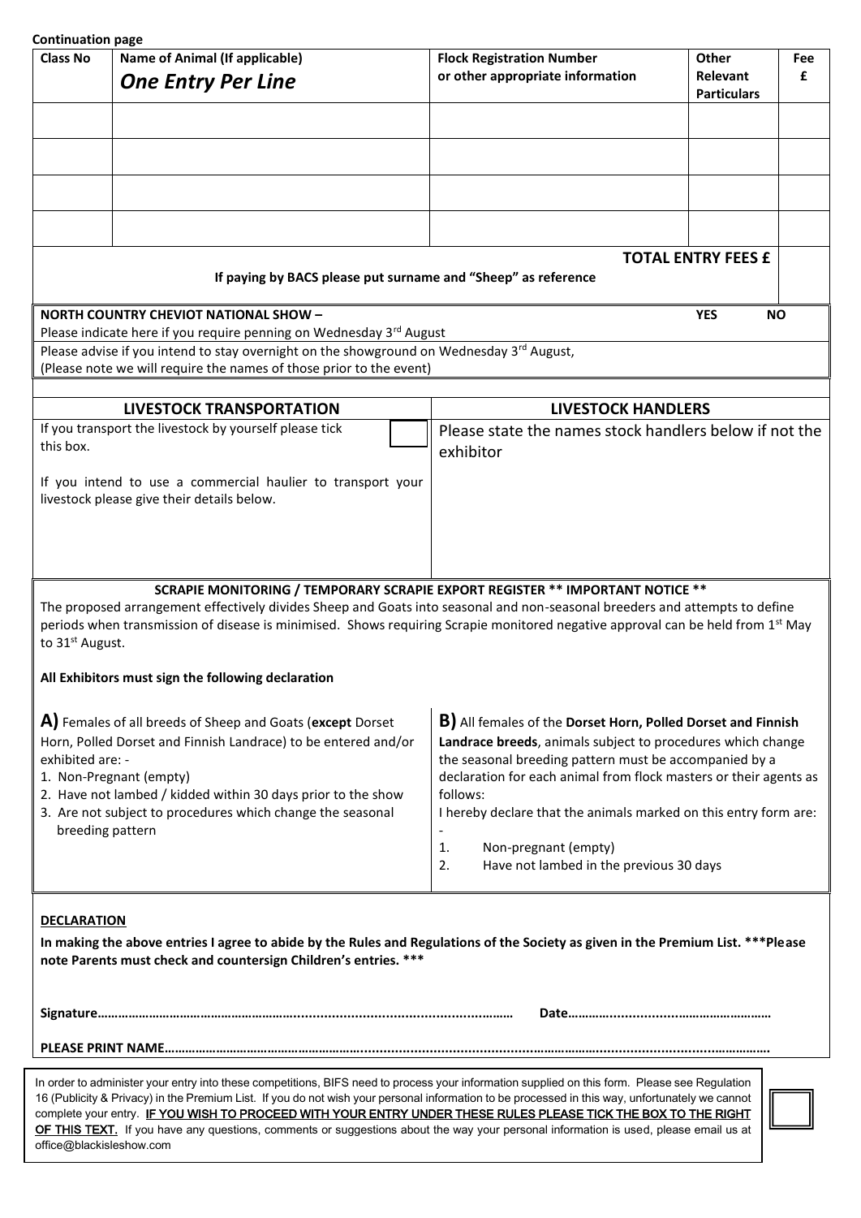**Continuation page**

| Class No | Name of Animal (If applicable) ***One Entry Per Line*** | Flock Registration Number or other appropriate information | Other Relevant Particulars | Fee £ |
|---|---|---|---|---|
| | | | | |
| | | | | |
| | | | | |
| | | | | |
| | | | **TOTAL ENTRY FEES £** | |

**If paying by BACS please put surname and "Sheep" as reference**

| **NORTH COUNTRY CHEVIOT NATIONAL SHOW –** | **YES** | **NO** |
|---|---|---|
| Please indicate here if you require penning on Wednesday 3rd August | | |
| Please advise if you intend to stay overnight on the showground on Wednesday 3rd August, (Please note we will require the names of those prior to the event) | | |

| **LIVESTOCK TRANSPORTATION** | **LIVESTOCK HANDLERS** |
|---|---|
| If you transport the livestock by yourself please tick this box. ☐<br><br>If you intend to use a commercial haulier to transport your livestock please give their details below. | Please state the names stock handlers below if not the exhibitor |

**SCRAPIE MONITORING / TEMPORARY SCRAPIE EXPORT REGISTER \*\* IMPORTANT NOTICE \*\***

The proposed arrangement effectively divides Sheep and Goats into seasonal and non-seasonal breeders and attempts to define periods when transmission of disease is minimised. Shows requiring Scrapie monitored negative approval can be held from 1st May to 31st August.

**All Exhibitors must sign the following declaration**

**A)** Females of all breeds of Sheep and Goats (**except** Dorset Horn, Polled Dorset and Finnish Landrace) to be entered and/or exhibited are: -

1. Non-Pregnant (empty)
2. Have not lambed / kidded within 30 days prior to the show
3. Are not subject to procedures which change the seasonal breeding pattern

**B)** All females of the **Dorset Horn, Polled Dorset and Finnish Landrace breeds**, animals subject to procedures which change the seasonal breeding pattern must be accompanied by a declaration for each animal from flock masters or their agents as follows:

I hereby declare that the animals marked on this entry form are: -

1. Non-pregnant (empty)
2. Have not lambed in the previous 30 days

**DECLARATION**

**In making the above entries I agree to abide by the Rules and Regulations of the Society as given in the Premium List. \*\*\*Please note Parents must check and countersign Children's entries. \*\*\***

**Signature……………………………………………………………………………………………… Date…………………………………………………**

**PLEASE PRINT NAME……………………………………………………………………………………………………………………………………**

In order to administer your entry into these competitions, BIFS need to process your information supplied on this form. Please see Regulation 16 (Publicity & Privacy) in the Premium List. If you do not wish your personal information to be processed in this way, unfortunately we cannot complete your entry. **IF YOU WISH TO PROCEED WITH YOUR ENTRY UNDER THESE RULES PLEASE TICK THE BOX TO THE RIGHT OF THIS TEXT.** If you have any questions, comments or suggestions about the way your personal information is used, please email us at office@blackisleshow.com ☐